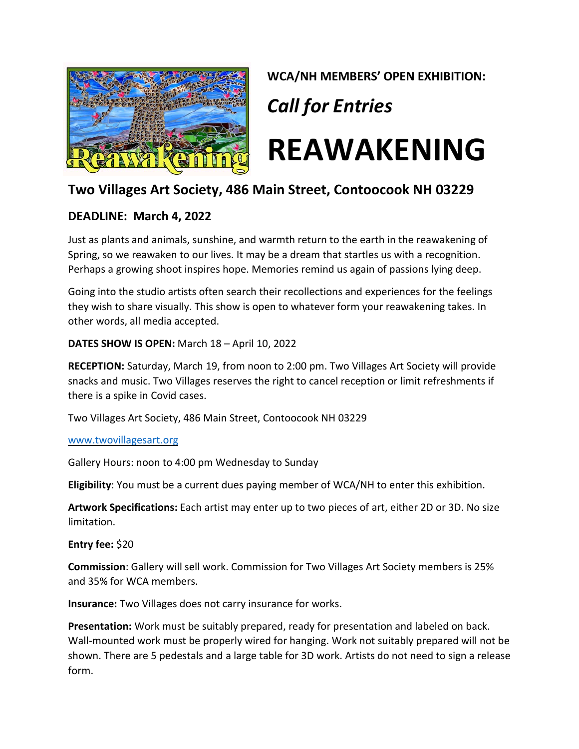**WCA/NH MEMBERS' OPEN EXHIBITION:**

*Call for Entries*

# REAWAKENING

## Two Villages Art Society, 486 Main Street, Contoocook NH 03229

### DEADLINE: March 4, 2022

Just as plants and animals, sunshine, and warmth return to the earth in the reawakening of Spring, so we reawaken to our lives. It may be a dream that startles us with a recognition. Perhaps a growing shoot inspires hope. Memories remind us again of passions lying deep.

Going into the studio artists often search their recollections and experiences for the feelings they wish to share visually. This show is open to whatever form your reawakening takes. In other words, all media accepted.

**DATES SHOW IS OPEN:** March 18 – April 10, 2022

**RECEPTION:** Saturday, March 19, from noon to 2:00 pm. Two Villages Art Society will provide snacks and music. Two Villages reserves the right to cancel reception or limit refreshments if there is a spike in Covid cases.

Two Villages Art Society, 486 Main Street, Contoocook NH 03229

www.twovillagesart.org

Gallery Hours: noon to 4:00 pm Wednesday to Sunday

**Eligibility**: You must be a current dues paying member of WCA/NH to enter this exhibition.

**Artwork Specifications:** Each artist may enter up to two pieces of art, either 2D or 3D. No size limitation.

**Entry fee:** $20

**Commission**: Gallery will sell work. Commission for Two Villages Art Society members is 25% and 35% for WCA members.

**Insurance:** Two Villages does not carry insurance for works.

**Presentation:** Work must be suitably prepared, ready for presentation and labeled on back. Wall-mounted work must be properly wired for hanging. Work not suitably prepared will not be shown. There are 5 pedestals and a large table for 3D work. Artists do not need to sign a release form.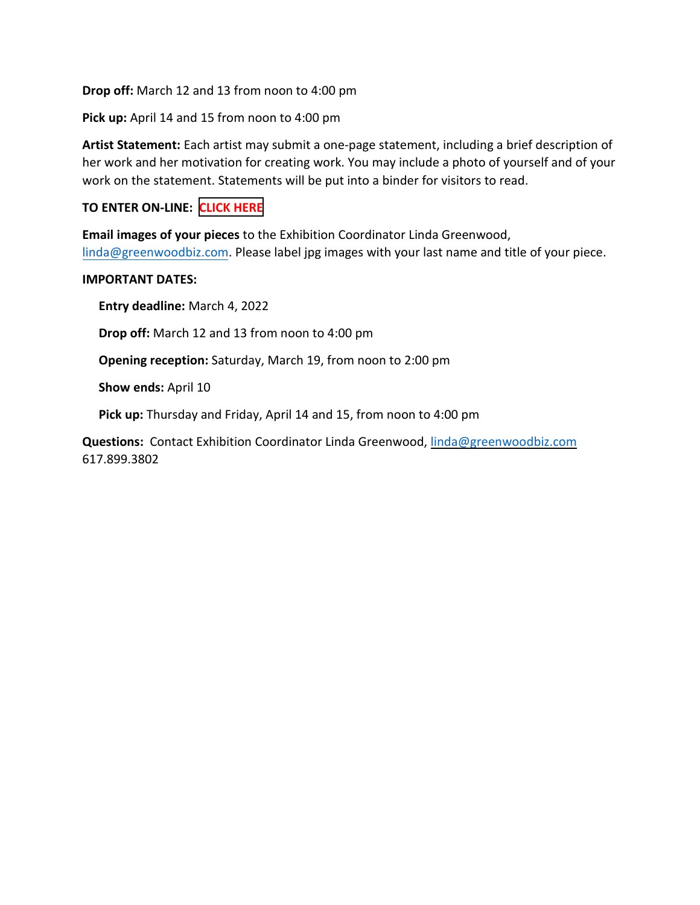**Drop off:** March 12 and 13 from noon to 4:00 pm

**Pick up:** April 14 and 15 from noon to 4:00 pm

**Artist Statement:** Each artist may submit a one-page statement, including a brief description of her work and her motivation for creating work. You may include a photo of yourself and of your work on the statement. Statements will be put into a binder for visitors to read.

**TO ENTER ON-LINE:** **CLICK HERE**

**Email images of your pieces** to the Exhibition Coordinator Linda Greenwood, linda@greenwoodbiz.com. Please label jpg images with your last name and title of your piece.

**IMPORTANT DATES:**

**Entry deadline:** March 4, 2022

**Drop off:** March 12 and 13 from noon to 4:00 pm

**Opening reception:** Saturday, March 19, from noon to 2:00 pm

**Show ends:** April 10

**Pick up:** Thursday and Friday, April 14 and 15, from noon to 4:00 pm

**Questions:** Contact Exhibition Coordinator Linda Greenwood, linda@greenwoodbiz.com 617.899.3802